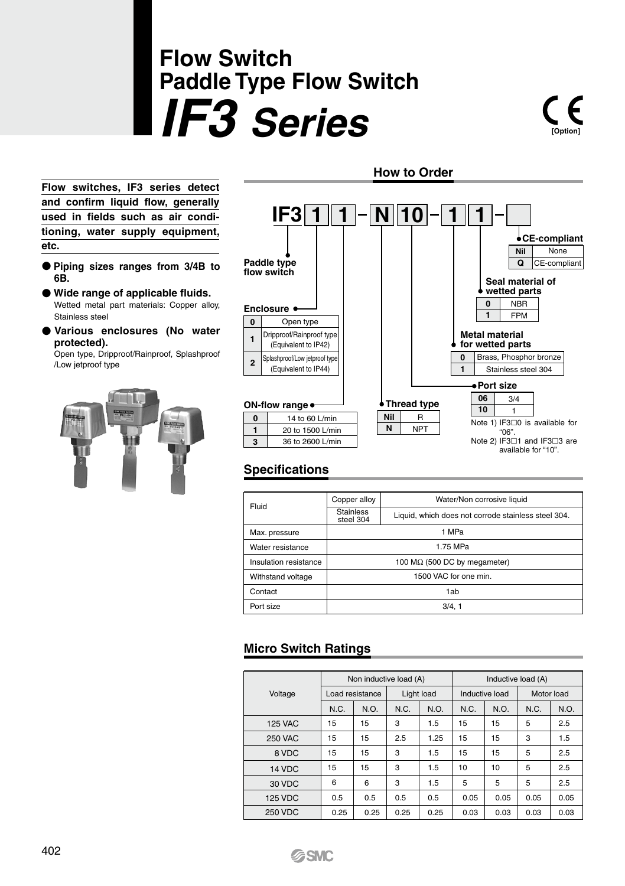# Flow Switch
# Paddle Type Flow Switch
# *IF3 Series*

CE [Option]

**Flow switches, IF3 series detect and confirm liquid flow, generally used in fields such as air conditioning, water supply equipment, etc.**

- **Piping sizes ranges from 3/4B to 6B.**
- **Wide range of applicable fluids.**
  Wetted metal part materials: Copper alloy, Stainless steel
- **Various enclosures (No water protected).**
  Open type, Dripproof/Rainproof, Splashproof/Low jetproof type

## How to Order

**IF3 1 1 – N 10 – 1 1 –**

Paddle type flow switch

**Enclosure**

| | |
|---|---|
| 0 | Open type |
| 1 | Dripproof/Rainproof type (Equivalent to IP42) |
| 2 | Splashproof/Low jetproof type (Equivalent to IP44) |

**ON-flow range**

| | |
|---|---|
| 0 | 14 to 60 L/min |
| 1 | 20 to 1500 L/min |
| 3 | 36 to 2600 L/min |

**Thread type**

| | |
|---|---|
| Nil | R |
| N | NPT |

**Port size**

| | |
|---|---|
| 06 | 3/4 |
| 10 | 1 |

Note 1) IF3□0 is available for "06".
Note 2) IF3□1 and IF3□3 are available for "10".

**Metal material for wetted parts**

| | |
|---|---|
| 0 | Brass, Phosphor bronze |
| 1 | Stainless steel 304 |

**Seal material of wetted parts**

| | |
|---|---|
| 0 | NBR |
| 1 | FPM |

**CE-compliant**

| | |
|---|---|
| Nil | None |
| Q | CE-compliant |

## Specifications

| | | |
|---|---|---|
| Fluid | Copper alloy | Water/Non corrosive liquid |
| | Stainless steel 304 | Liquid, which does not corrode stainless steel 304. |
| Max. pressure | 1 MPa | |
| Water resistance | 1.75 MPa | |
| Insulation resistance | 100 MΩ (500 DC by megameter) | |
| Withstand voltage | 1500 VAC for one min. | |
| Contact | 1ab | |
| Port size | 3/4, 1 | |

## Micro Switch Ratings

| Voltage | Non inductive load (A) | | | | Inductive load (A) | | | |
|---|---|---|---|---|---|---|---|---|
| | Load resistance | | Light load | | Inductive load | | Motor load | |
| | N.C. | N.O. | N.C. | N.O. | N.C. | N.O. | N.C. | N.O. |
| 125 VAC | 15 | 15 | 3 | 1.5 | 15 | 15 | 5 | 2.5 |
| 250 VAC | 15 | 15 | 2.5 | 1.25 | 15 | 15 | 3 | 1.5 |
| 8 VDC | 15 | 15 | 3 | 1.5 | 15 | 15 | 5 | 2.5 |
| 14 VDC | 15 | 15 | 3 | 1.5 | 10 | 10 | 5 | 2.5 |
| 30 VDC | 6 | 6 | 3 | 1.5 | 5 | 5 | 5 | 2.5 |
| 125 VDC | 0.5 | 0.5 | 0.5 | 0.5 | 0.05 | 0.05 | 0.05 | 0.05 |
| 250 VDC | 0.25 | 0.25 | 0.25 | 0.25 | 0.03 | 0.03 | 0.03 | 0.03 |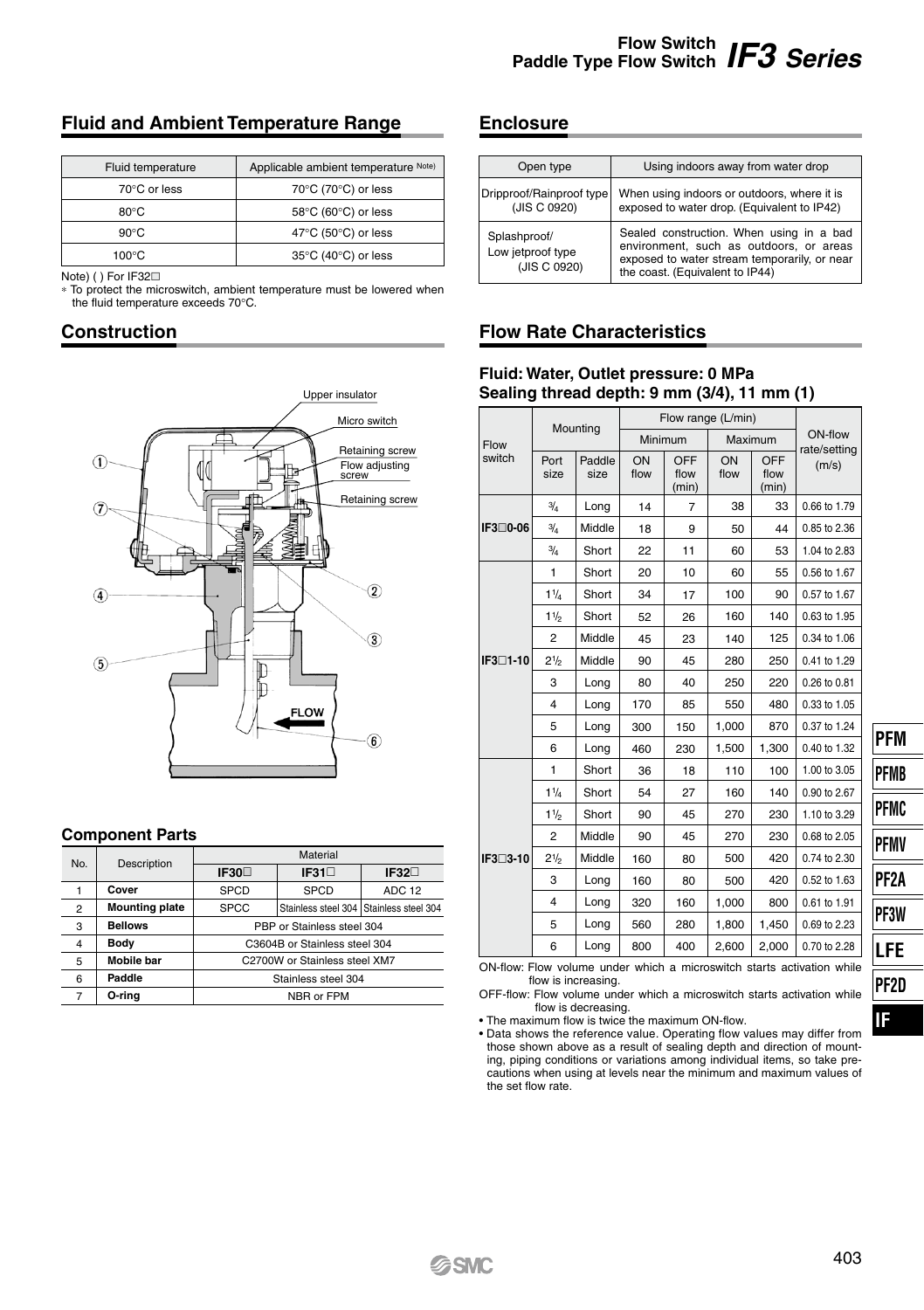## Fluid and Ambient Temperature Range

| Fluid temperature | Applicable ambient temperature Note) |
|---|---|
| 70°C or less | 70°C (70°C) or less |
| 80°C | 58°C (60°C) or less |
| 90°C | 47°C (50°C) or less |
| 100°C | 35°C (40°C) or less |

Note) ( ) For IF32□

∗ To protect the microswitch, ambient temperature must be lowered when the fluid temperature exceeds 70°C.

## Construction

Upper insulator

Micro switch

Retaining screw

Flow adjusting screw

Retaining screw

FLOW

### Component Parts

| No. | Description | Material | | |
|---|---|---|---|---|
| | | IF30□ | IF31□ | IF32□ |
| 1 | **Cover** | SPCD | SPCD | ADC 12 |
| 2 | **Mounting plate** | SPCC | Stainless steel 304 | Stainless steel 304 |
| 3 | **Bellows** | PBP or Stainless steel 304 | | |
| 4 | **Body** | C3604B or Stainless steel 304 | | |
| 5 | **Mobile bar** | C2700W or Stainless steel XM7 | | |
| 6 | **Paddle** | Stainless steel 304 | | |
| 7 | **O-ring** | NBR or FPM | | |

## Enclosure

| Open type | Using indoors away from water drop |
|---|---|
| Dripproof/Rainproof type (JIS C 0920) | When using indoors or outdoors, where it is exposed to water drop. (Equivalent to IP42) |
| Splashproof/ Low jetproof type (JIS C 0920) | Sealed construction. When using in a bad environment, such as outdoors, or areas exposed to water stream temporarily, or near the coast. (Equivalent to IP44) |

## Flow Rate Characteristics

### Fluid: Water, Outlet pressure: 0 MPa
### Sealing thread depth: 9 mm (3/4), 11 mm (1)

| Flow switch | Mounting | | Flow range (L/min) | | | | ON-flow rate/setting (m/s) |
|---|---|---|---|---|---|---|---|
| | | | Minimum | | Maximum | | |
| | Port size | Paddle size | ON flow | OFF flow (min) | ON flow | OFF flow (min) | |
| IF3□0-06 | 3/4 | Long | 14 | 7 | 38 | 33 | 0.66 to 1.79 |
| | 3/4 | Middle | 18 | 9 | 50 | 44 | 0.85 to 2.36 |
| | 3/4 | Short | 22 | 11 | 60 | 53 | 1.04 to 2.83 |
| IF3□1-10 | 1 | Short | 20 | 10 | 60 | 55 | 0.56 to 1.67 |
| | 1 1/4 | Short | 34 | 17 | 100 | 90 | 0.57 to 1.67 |
| | 1 1/2 | Short | 52 | 26 | 160 | 140 | 0.63 to 1.95 |
| | 2 | Middle | 45 | 23 | 140 | 125 | 0.34 to 1.06 |
| | 2 1/2 | Middle | 90 | 45 | 280 | 250 | 0.41 to 1.29 |
| | 3 | Long | 80 | 40 | 250 | 220 | 0.26 to 0.81 |
| | 4 | Long | 170 | 85 | 550 | 480 | 0.33 to 1.05 |
| | 5 | Long | 300 | 150 | 1,000 | 870 | 0.37 to 1.24 |
| | 6 | Long | 460 | 230 | 1,500 | 1,300 | 0.40 to 1.32 |
| IF3□3-10 | 1 | Short | 36 | 18 | 110 | 100 | 1.00 to 3.05 |
| | 1 1/4 | Short | 54 | 27 | 160 | 140 | 0.90 to 2.67 |
| | 1 1/2 | Short | 90 | 45 | 270 | 230 | 1.10 to 3.29 |
| | 2 | Middle | 90 | 45 | 270 | 230 | 0.68 to 2.05 |
| | 2 1/2 | Middle | 160 | 80 | 500 | 420 | 0.74 to 2.30 |
| | 3 | Long | 160 | 80 | 500 | 420 | 0.52 to 1.63 |
| | 4 | Long | 320 | 160 | 1,000 | 800 | 0.61 to 1.91 |
| | 5 | Long | 560 | 280 | 1,800 | 1,450 | 0.69 to 2.23 |
| | 6 | Long | 800 | 400 | 2,600 | 2,000 | 0.70 to 2.28 |

ON-flow: Flow volume under which a microswitch starts activation while flow is increasing.

OFF-flow: Flow volume under which a microswitch starts activation while flow is decreasing.

- The maximum flow is twice the maximum ON-flow.
- Data shows the reference value. Operating flow values may differ from those shown above as a result of sealing depth and direction of mounting, piping conditions or variations among individual items, so take precautions when using at levels near the minimum and maximum values of the set flow rate.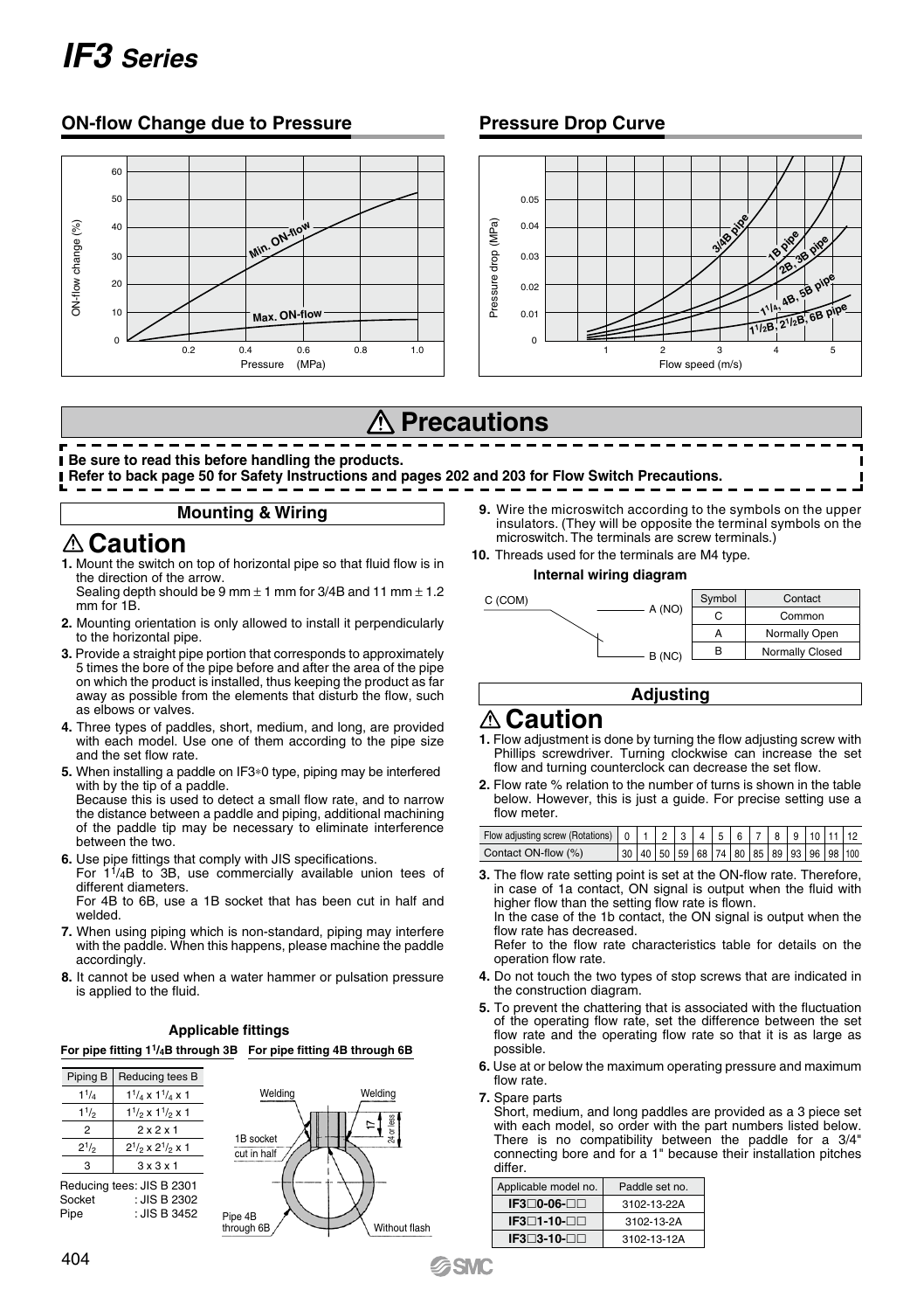# IF3 Series

## ON-flow Change due to Pressure

## Pressure Drop Curve

# ⚠ Precautions

**Be sure to read this before handling the products.**
**Refer to back page 50 for Safety Instructions and pages 202 and 203 for Flow Switch Precautions.**

### Mounting & Wiring

## ⚠ Caution

1. Mount the switch on top of horizontal pipe so that fluid flow is in the direction of the arrow.
   Sealing depth should be 9 mm ± 1 mm for 3/4B and 11 mm ± 1.2 mm for 1B.
2. Mounting orientation is only allowed to install it perpendicularly to the horizontal pipe.
3. Provide a straight pipe portion that corresponds to approximately 5 times the bore of the pipe before and after the area of the pipe on which the product is installed, thus keeping the product as far away as possible from the elements that disturb the flow, such as elbows or valves.
4. Three types of paddles, short, medium, and long, are provided with each model. Use one of them according to the pipe size and the set flow rate.
5. When installing a paddle on IF3*0 type, piping may be interfered with by the tip of a paddle.
   Because this is used to detect a small flow rate, and to narrow the distance between a paddle and piping, additional machining of the paddle tip may be necessary to eliminate interference between the two.
6. Use pipe fittings that comply with JIS specifications.
   For 1 1/4B to 3B, use commercially available union tees of different diameters.
   For 4B to 6B, use a 1B socket that has been cut in half and welded.
7. When using piping which is non-standard, piping may interfere with the paddle. When this happens, please machine the paddle accordingly.
8. It cannot be used when a water hammer or pulsation pressure is applied to the fluid.

**Applicable fittings**

**For pipe fitting 1 1/4B through 3B**

| Piping B | Reducing tees B |
|---|---|
| 1 1/4 | 1 1/4 x 1 1/4 x 1 |
| 1 1/2 | 1 1/2 x 1 1/2 x 1 |
| 2 | 2 x 2 x 1 |
| 2 1/2 | 2 1/2 x 2 1/2 x 1 |
| 3 | 3 x 3 x 1 |

Reducing tees: JIS B 2301
Socket : JIS B 2302
Pipe : JIS B 3452

**For pipe fitting 4B through 6B**

9. Wire the microswitch according to the symbols on the upper insulators. (They will be opposite the terminal symbols on the microswitch. The terminals are screw terminals.)
10. Threads used for the terminals are M4 type.

**Internal wiring diagram**

| Symbol | Contact |
|---|---|
| C | Common |
| A | Normally Open |
| B | Normally Closed |

### Adjusting

## ⚠ Caution

1. Flow adjustment is done by turning the flow adjusting screw with Phillips screwdriver. Turning clockwise can increase the set flow and turning counterclock can decrease the set flow.
2. Flow rate % relation to the number of turns is shown in the table below. However, this is just a guide. For precise setting use a flow meter.

| Flow adjusting screw (Rotations) | 0 | 1 | 2 | 3 | 4 | 5 | 6 | 7 | 8 | 9 | 10 | 11 | 12 |
|---|---|---|---|---|---|---|---|---|---|---|---|---|---|
| Contact ON-flow (%) | 30 | 40 | 50 | 59 | 68 | 74 | 80 | 85 | 89 | 93 | 96 | 98 | 100 |

3. The flow rate setting point is set at the ON-flow rate. Therefore, in case of 1a contact, ON signal is output when the fluid with higher flow than the setting flow rate is flown.
   In the case of the 1b contact, the ON signal is output when the flow rate has decreased.
   Refer to the flow rate characteristics table for details on the operation flow rate.
4. Do not touch the two types of stop screws that are indicated in the construction diagram.
5. To prevent the chattering that is associated with the fluctuation of the operating flow rate, set the difference between the set flow rate and the operating flow rate so that it is as large as possible.
6. Use at or below the maximum operating pressure and maximum flow rate.
7. Spare parts
   Short, medium, and long paddles are provided as a 3 piece set with each model, so order with the part numbers listed below. There is no compatibility between the paddle for a 3/4" connecting bore and for a 1" because their installation pitches differ.

| Applicable model no. | Paddle set no. |
|---|---|
| **IF3□0-06-□□** | 3102-13-22A |
| **IF3□1-10-□□** | 3102-13-2A |
| **IF3□3-10-□□** | 3102-13-12A |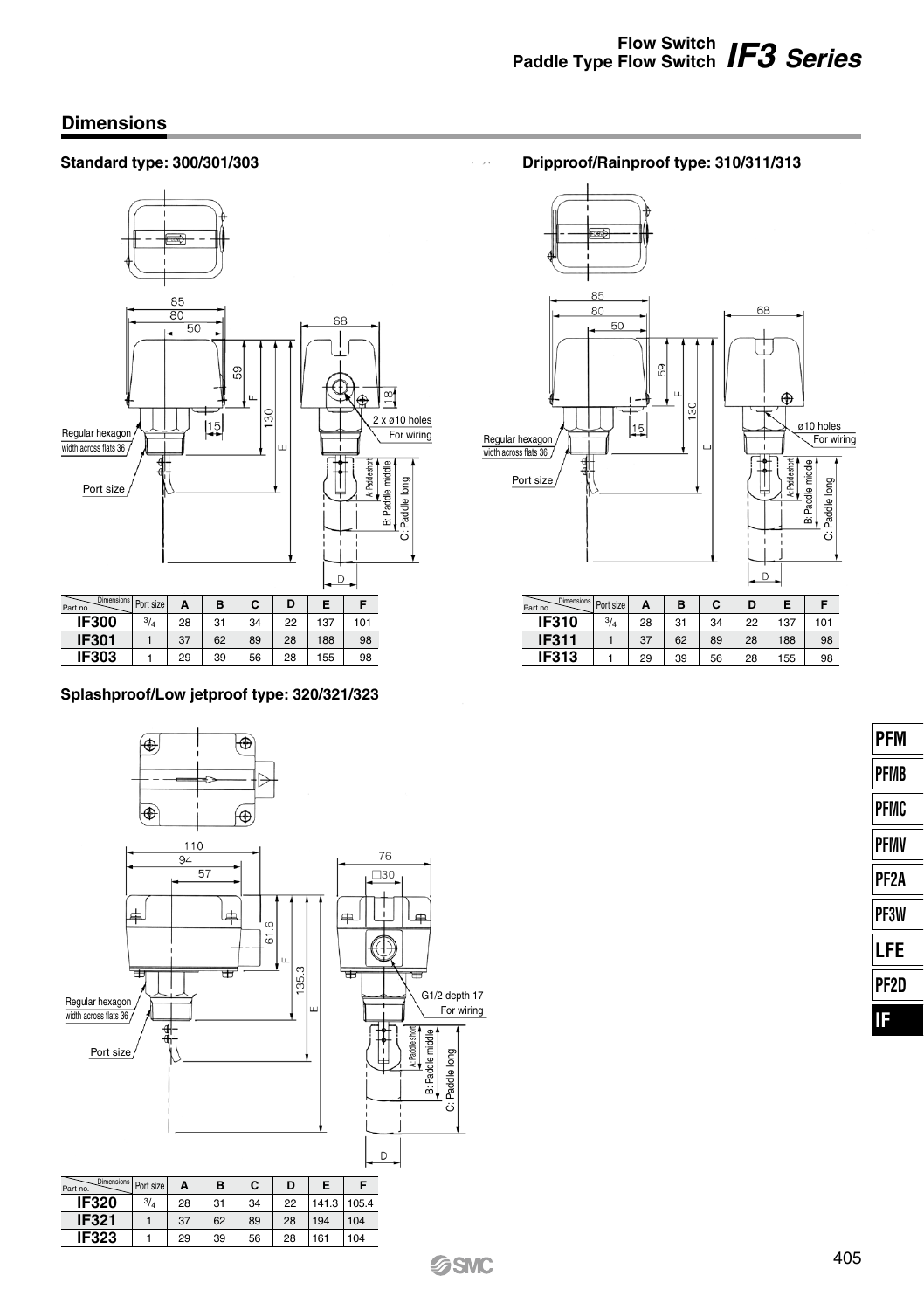## Dimensions

### Standard type: 300/301/303

Regular hexagon width across flats 36

Port size

2 x ø10 holes For wiring

A: Paddle short
B: Paddle middle
C: Paddle long

| Part no. | Port size | A | B | C | D | E | F |
|---|---|---|---|---|---|---|---|
| **IF300** | 3/4 | 28 | 31 | 34 | 22 | 137 | 101 |
| **IF301** | 1 | 37 | 62 | 89 | 28 | 188 | 98 |
| **IF303** | 1 | 29 | 39 | 56 | 28 | 155 | 98 |

### Dripproof/Rainproof type: 310/311/313

Regular hexagon width across flats 36

Port size

ø10 holes For wiring

A: Paddle short
B: Paddle middle
C: Paddle long

| Part no. | Port size | A | B | C | D | E | F |
|---|---|---|---|---|---|---|---|
| **IF310** | 3/4 | 28 | 31 | 34 | 22 | 137 | 101 |
| **IF311** | 1 | 37 | 62 | 89 | 28 | 188 | 98 |
| **IF313** | 1 | 29 | 39 | 56 | 28 | 155 | 98 |

### Splashproof/Low jetproof type: 320/321/323

Regular hexagon width across flats 36

Port size

G1/2 depth 17 For wiring

A: Paddle short
B: Paddle middle
C: Paddle long

| Part no. | Port size | A | B | C | D | E | F |
|---|---|---|---|---|---|---|---|
| **IF320** | 3/4 | 28 | 31 | 34 | 22 | 141.3 | 105.4 |
| **IF321** | 1 | 37 | 62 | 89 | 28 | 194 | 104 |
| **IF323** | 1 | 29 | 39 | 56 | 28 | 161 | 104 |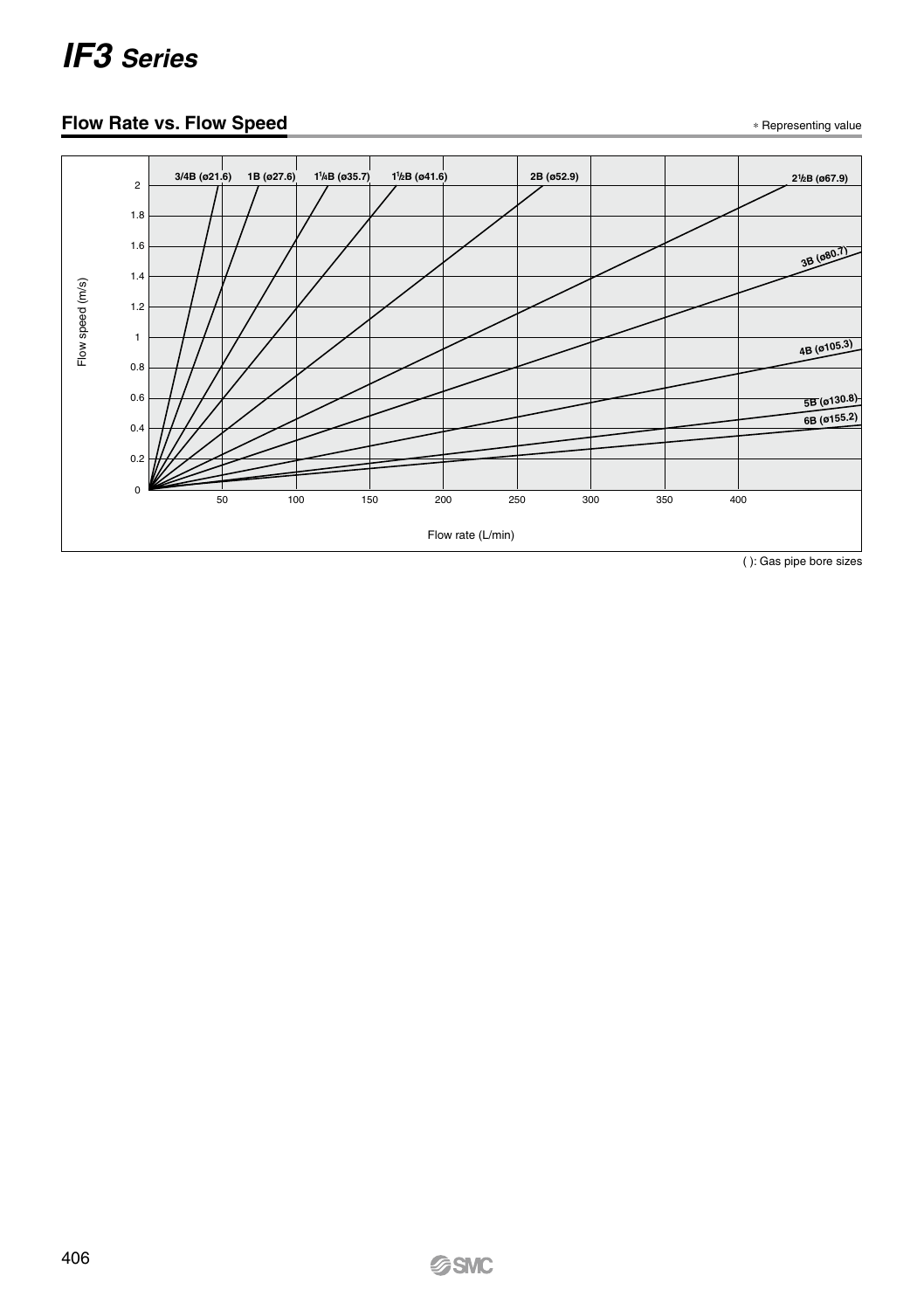# *IF3 Series*

## Flow Rate vs. Flow Speed

∗ Representing value

Flow speed (m/s)

2
1.8
1.6
1.4
1.2
1
0.8
0.6
0.4
0.2
0

50 100 150 200 250 300 350 400

Flow rate (L/min)

3/4B (ø21.6)
1B (ø27.6)
1¼B (ø35.7)
1½B (ø41.6)
2B (ø52.9)
2½B (ø67.9)
3B (ø80.7)
4B (ø105.3)
5B (ø130.8)
6B (ø155.2)

( ): Gas pipe bore sizes